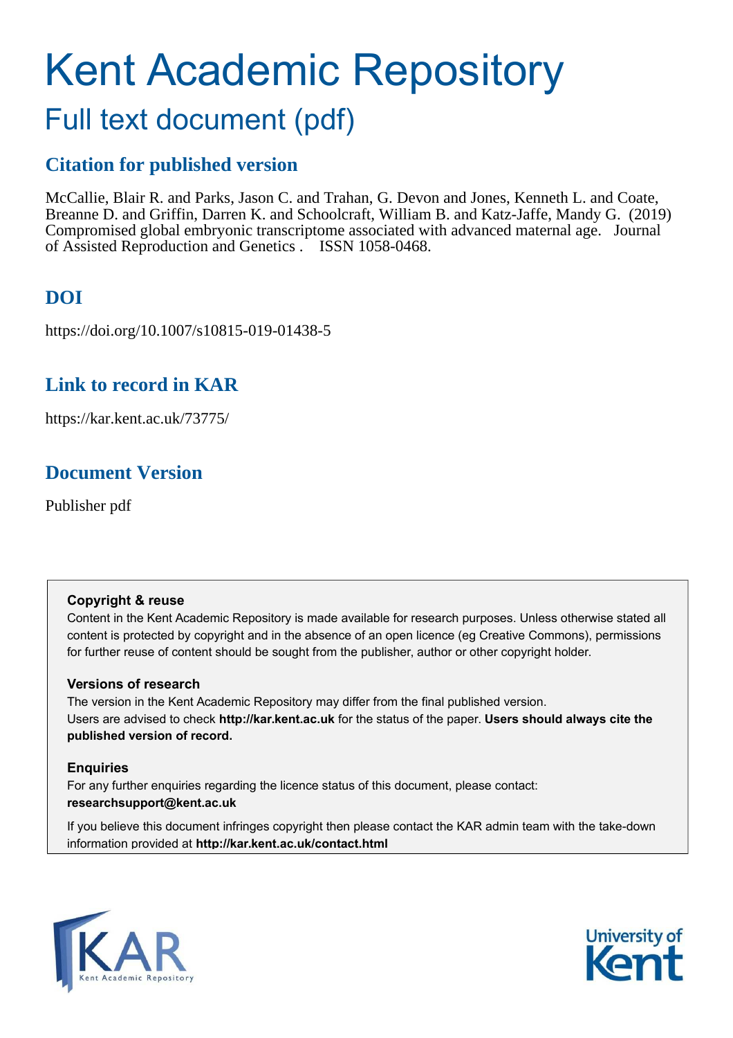# Kent Academic Repository

## Full text document (pdf)

### Citation for published version

McCallie, Blair R. and Parks, Jason C. and Trahan, G. Devon and Jones, Kenneth L. and Coate, Breanne D. and Griffin, Darren K. and Schoolcraft, William B. and Katz-Jaffe, Mandy G. (2019) Compromised global embryonic transcriptome associated with advanced maternal age. Journal of Assisted Reproduction and Genetics . ISSN 1058-0468.

### DOI

https://doi.org/10.1007/s10815-019-01438-5

### Link to record in KAR

https://kar.kent.ac.uk/73775/

### Document Version

Publisher pdf

**Copyright & reuse**

Content in the Kent Academic Repository is made available for research purposes. Unless otherwise stated all content is protected by copyright and in the absence of an open licence (eg Creative Commons), permissions for further reuse of content should be sought from the publisher, author or other copyright holder.

**Versions of research**

The version in the Kent Academic Repository may differ from the final published version. Users are advised to check **http://kar.kent.ac.uk** for the status of the paper. **Users should always cite the published version of record.**

**Enquiries**

For any further enquiries regarding the licence status of this document, please contact: **researchsupport@kent.ac.uk**

If you believe this document infringes copyright then please contact the KAR admin team with the take-down information provided at **http://kar.kent.ac.uk/contact.html**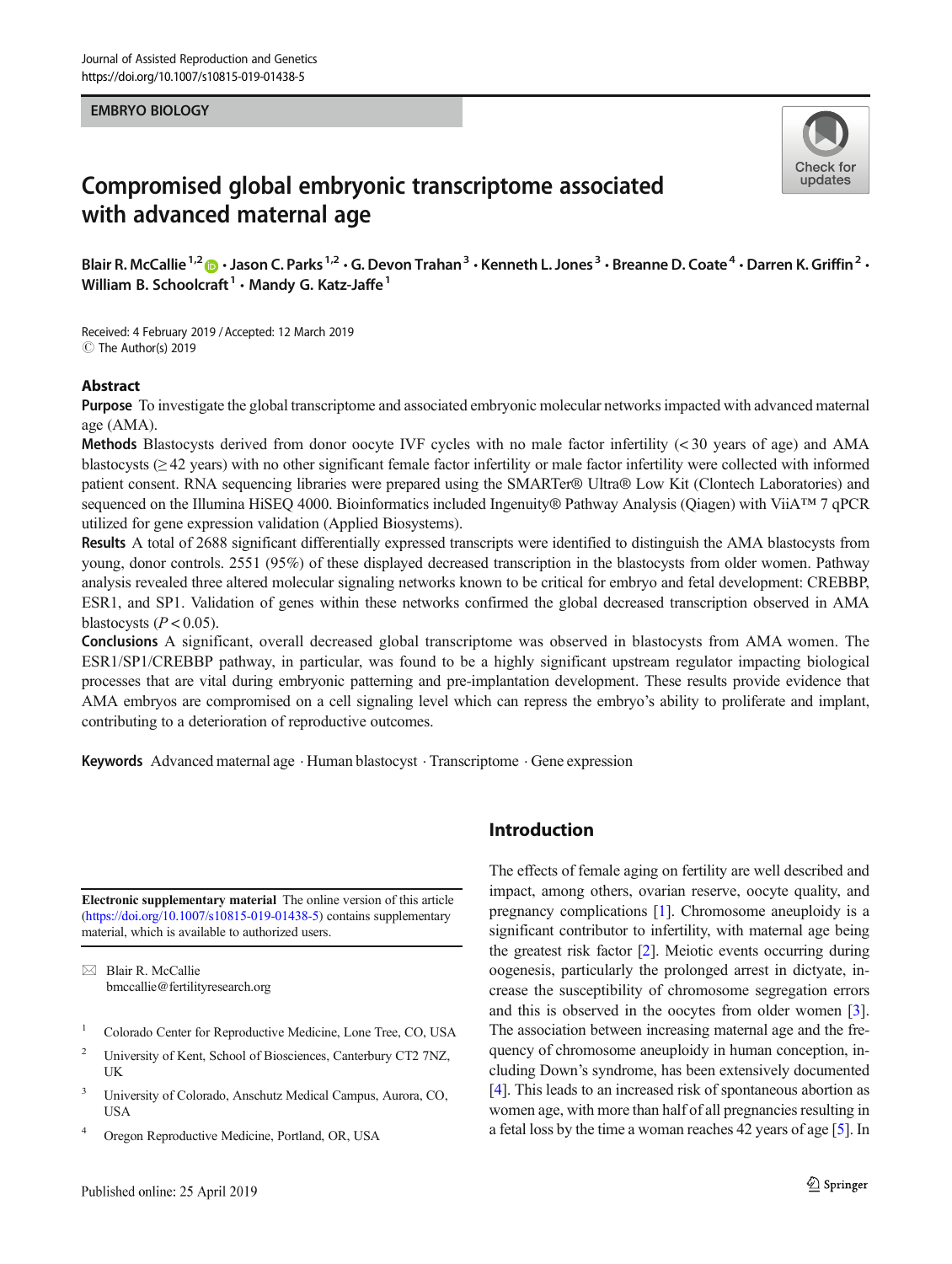# Compromised global embryonic transcriptome associated with advanced maternal age

**Blair R. McCallie**[1,2] · **Jason C. Parks**[1,2] · **G. Devon Trahan**[3] · **Kenneth L. Jones**[3] · **Breanne D. Coate**[4] · **Darren K. Griffin**[2] · **William B. Schoolcraft**[1] · **Mandy G. Katz-Jaffe**[1]

Received: 4 February 2019 / Accepted: 12 March 2019
© The Author(s) 2019

## Abstract

**Purpose** To investigate the global transcriptome and associated embryonic molecular networks impacted with advanced maternal age (AMA).

**Methods** Blastocysts derived from donor oocyte IVF cycles with no male factor infertility (< 30 years of age) and AMA blastocysts (≥ 42 years) with no other significant female factor infertility or male factor infertility were collected with informed patient consent. RNA sequencing libraries were prepared using the SMARTer® Ultra® Low Kit (Clontech Laboratories) and sequenced on the Illumina HiSEQ 4000. Bioinformatics included Ingenuity® Pathway Analysis (Qiagen) with ViiA™ 7 qPCR utilized for gene expression validation (Applied Biosystems).

**Results** A total of 2688 significant differentially expressed transcripts were identified to distinguish the AMA blastocysts from young, donor controls. 2551 (95%) of these displayed decreased transcription in the blastocysts from older women. Pathway analysis revealed three altered molecular signaling networks known to be critical for embryo and fetal development: CREBBP, ESR1, and SP1. Validation of genes within these networks confirmed the global decreased transcription observed in AMA blastocysts ($P < 0.05$).

**Conclusions** A significant, overall decreased global transcriptome was observed in blastocysts from AMA women. The ESR1/SP1/CREBBP pathway, in particular, was found to be a highly significant upstream regulator impacting biological processes that are vital during embryonic patterning and pre-implantation development. These results provide evidence that AMA embryos are compromised on a cell signaling level which can repress the embryo's ability to proliferate and implant, contributing to a deterioration of reproductive outcomes.

**Keywords** Advanced maternal age · Human blastocyst · Transcriptome · Gene expression

## Introduction

The effects of female aging on fertility are well described and impact, among others, ovarian reserve, oocyte quality, and pregnancy complications [1]. Chromosome aneuploidy is a significant contributor to infertility, with maternal age being the greatest risk factor [2]. Meiotic events occurring during oogenesis, particularly the prolonged arrest in dictyate, increase the susceptibility of chromosome segregation errors and this is observed in the oocytes from older women [3]. The association between increasing maternal age and the frequency of chromosome aneuploidy in human conception, including Down's syndrome, has been extensively documented [4]. This leads to an increased risk of spontaneous abortion as women age, with more than half of all pregnancies resulting in a fetal loss by the time a woman reaches 42 years of age [5]. In

---

**Electronic supplementary material** The online version of this article (https://doi.org/10.1007/s10815-019-01438-5) contains supplementary material, which is available to authorized users.

✉ Blair R. McCallie
bmccallie@fertilityresearch.org

[1] Colorado Center for Reproductive Medicine, Lone Tree, CO, USA

[2] University of Kent, School of Biosciences, Canterbury CT2 7NZ, UK

[3] University of Colorado, Anschutz Medical Campus, Aurora, CO, USA

[4] Oregon Reproductive Medicine, Portland, OR, USA

Published online: 25 April 2019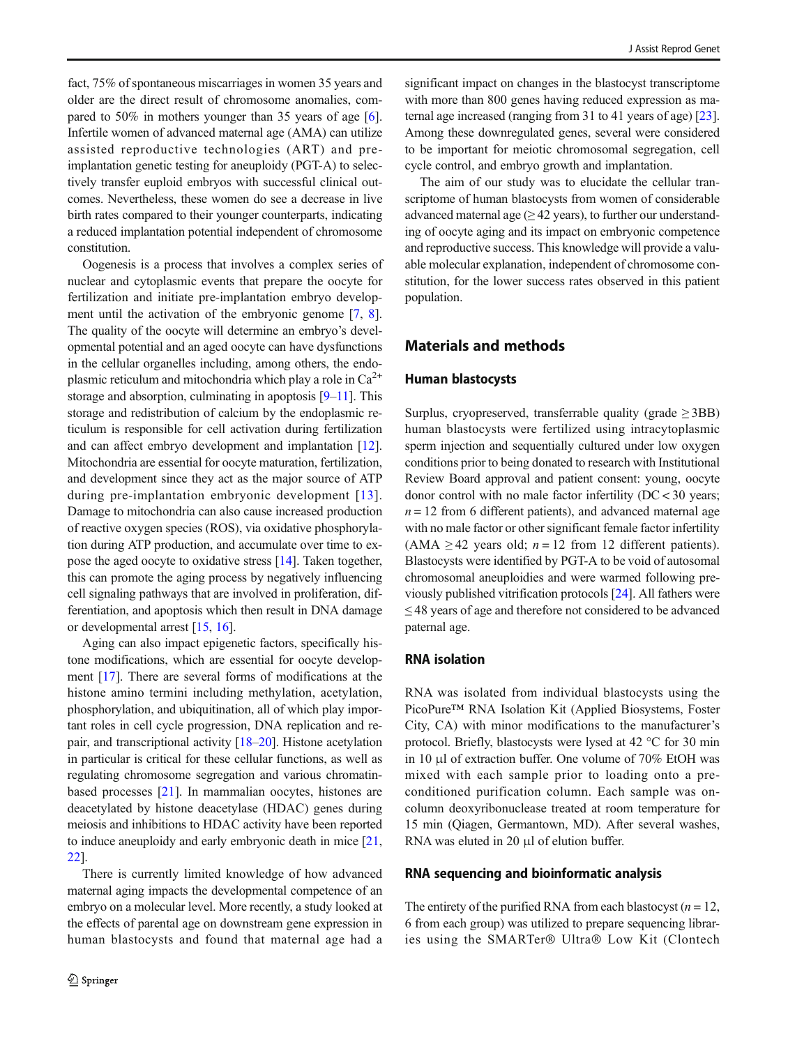fact, 75% of spontaneous miscarriages in women 35 years and older are the direct result of chromosome anomalies, compared to 50% in mothers younger than 35 years of age [6]. Infertile women of advanced maternal age (AMA) can utilize assisted reproductive technologies (ART) and pre-implantation genetic testing for aneuploidy (PGT-A) to selectively transfer euploid embryos with successful clinical outcomes. Nevertheless, these women do see a decrease in live birth rates compared to their younger counterparts, indicating a reduced implantation potential independent of chromosome constitution.

Oogenesis is a process that involves a complex series of nuclear and cytoplasmic events that prepare the oocyte for fertilization and initiate pre-implantation embryo development until the activation of the embryonic genome [7, 8]. The quality of the oocyte will determine an embryo's developmental potential and an aged oocyte can have dysfunctions in the cellular organelles including, among others, the endoplasmic reticulum and mitochondria which play a role in $Ca^{2+}$ storage and absorption, culminating in apoptosis [9–11]. This storage and redistribution of calcium by the endoplasmic reticulum is responsible for cell activation during fertilization and can affect embryo development and implantation [12]. Mitochondria are essential for oocyte maturation, fertilization, and development since they act as the major source of ATP during pre-implantation embryonic development [13]. Damage to mitochondria can also cause increased production of reactive oxygen species (ROS), via oxidative phosphorylation during ATP production, and accumulate over time to expose the aged oocyte to oxidative stress [14]. Taken together, this can promote the aging process by negatively influencing cell signaling pathways that are involved in proliferation, differentiation, and apoptosis which then result in DNA damage or developmental arrest [15, 16].

Aging can also impact epigenetic factors, specifically histone modifications, which are essential for oocyte development [17]. There are several forms of modifications at the histone amino termini including methylation, acetylation, phosphorylation, and ubiquitination, all of which play important roles in cell cycle progression, DNA replication and repair, and transcriptional activity [18–20]. Histone acetylation in particular is critical for these cellular functions, as well as regulating chromosome segregation and various chromatin-based processes [21]. In mammalian oocytes, histones are deacetylated by histone deacetylase (HDAC) genes during meiosis and inhibitions to HDAC activity have been reported to induce aneuploidy and early embryonic death in mice [21, 22].

There is currently limited knowledge of how advanced maternal aging impacts the developmental competence of an embryo on a molecular level. More recently, a study looked at the effects of parental age on downstream gene expression in human blastocysts and found that maternal age had a significant impact on changes in the blastocyst transcriptome with more than 800 genes having reduced expression as maternal age increased (ranging from 31 to 41 years of age) [23]. Among these downregulated genes, several were considered to be important for meiotic chromosomal segregation, cell cycle control, and embryo growth and implantation.

The aim of our study was to elucidate the cellular transcriptome of human blastocysts from women of considerable advanced maternal age (≥ 42 years), to further our understanding of oocyte aging and its impact on embryonic competence and reproductive success. This knowledge will provide a valuable molecular explanation, independent of chromosome constitution, for the lower success rates observed in this patient population.

## Materials and methods

### Human blastocysts

Surplus, cryopreserved, transferrable quality (grade ≥ 3BB) human blastocysts were fertilized using intracytoplasmic sperm injection and sequentially cultured under low oxygen conditions prior to being donated to research with Institutional Review Board approval and patient consent: young, oocyte donor control with no male factor infertility (DC < 30 years; $n = 12$ from 6 different patients), and advanced maternal age with no male factor or other significant female factor infertility (AMA ≥ 42 years old; $n = 12$ from 12 different patients). Blastocysts were identified by PGT-A to be void of autosomal chromosomal aneuploidies and were warmed following previously published vitrification protocols [24]. All fathers were ≤ 48 years of age and therefore not considered to be advanced paternal age.

### RNA isolation

RNA was isolated from individual blastocysts using the PicoPure™ RNA Isolation Kit (Applied Biosystems, Foster City, CA) with minor modifications to the manufacturer's protocol. Briefly, blastocysts were lysed at 42 °C for 30 min in 10 μl of extraction buffer. One volume of 70% EtOH was mixed with each sample prior to loading onto a pre-conditioned purification column. Each sample was on-column deoxyribonuclease treated at room temperature for 15 min (Qiagen, Germantown, MD). After several washes, RNA was eluted in 20 μl of elution buffer.

### RNA sequencing and bioinformatic analysis

The entirety of the purified RNA from each blastocyst ($n = 12$, 6 from each group) was utilized to prepare sequencing libraries using the SMARTer® Ultra® Low Kit (Clontech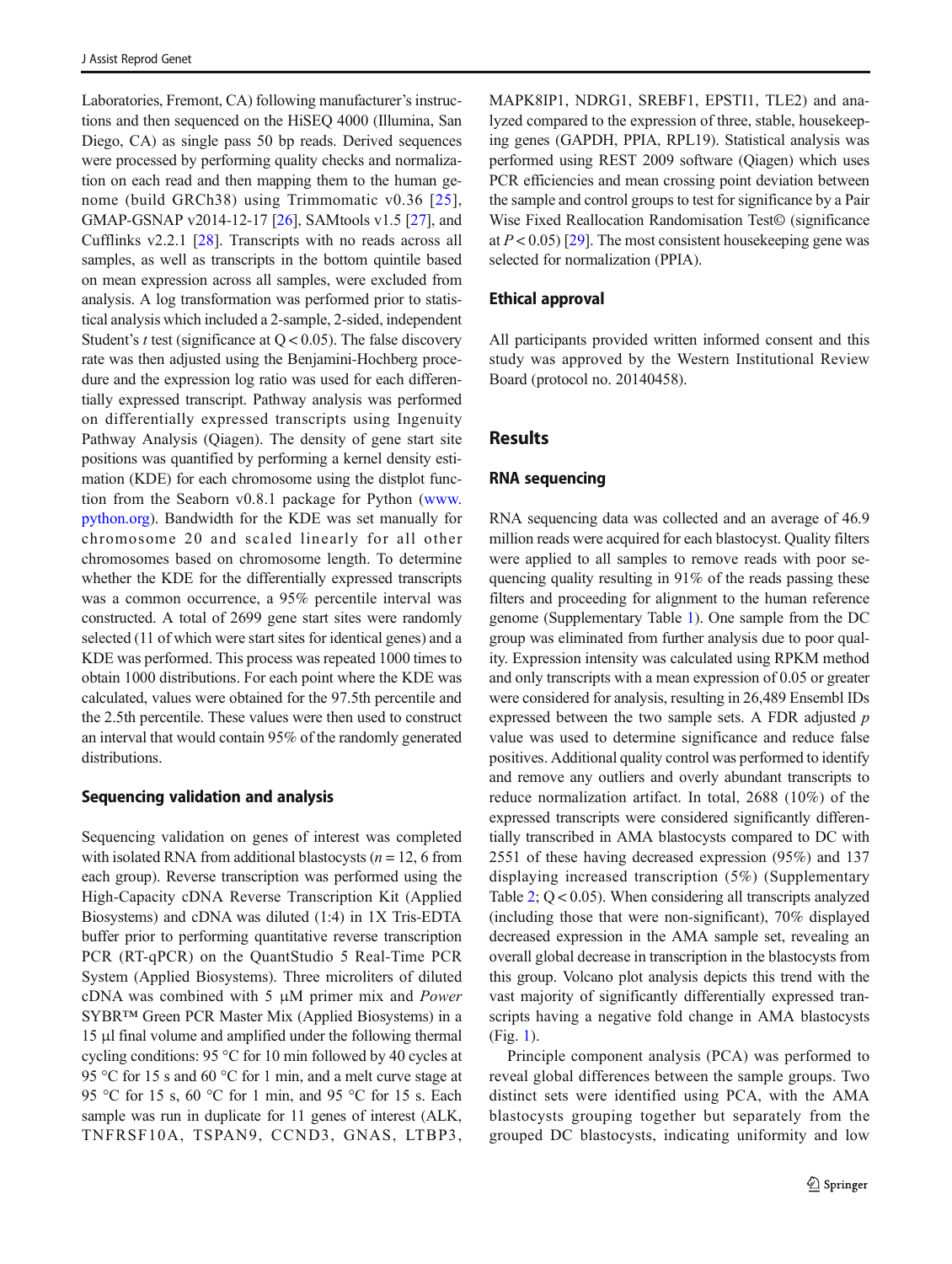Laboratories, Fremont, CA) following manufacturer's instructions and then sequenced on the HiSEQ 4000 (Illumina, San Diego, CA) as single pass 50 bp reads. Derived sequences were processed by performing quality checks and normalization on each read and then mapping them to the human genome (build GRCh38) using Trimmomatic v0.36 [25], GMAP-GSNAP v2014-12-17 [26], SAMtools v1.5 [27], and Cufflinks v2.2.1 [28]. Transcripts with no reads across all samples, as well as transcripts in the bottom quintile based on mean expression across all samples, were excluded from analysis. A log transformation was performed prior to statistical analysis which included a 2-sample, 2-sided, independent Student's *t* test (significance at $Q < 0.05$). The false discovery rate was then adjusted using the Benjamini-Hochberg procedure and the expression log ratio was used for each differentially expressed transcript. Pathway analysis was performed on differentially expressed transcripts using Ingenuity Pathway Analysis (Qiagen). The density of gene start site positions was quantified by performing a kernel density estimation (KDE) for each chromosome using the distplot function from the Seaborn v0.8.1 package for Python (www.python.org). Bandwidth for the KDE was set manually for chromosome 20 and scaled linearly for all other chromosomes based on chromosome length. To determine whether the KDE for the differentially expressed transcripts was a common occurrence, a 95% percentile interval was constructed. A total of 2699 gene start sites were randomly selected (11 of which were start sites for identical genes) and a KDE was performed. This process was repeated 1000 times to obtain 1000 distributions. For each point where the KDE was calculated, values were obtained for the 97.5th percentile and the 2.5th percentile. These values were then used to construct an interval that would contain 95% of the randomly generated distributions.

### Sequencing validation and analysis

Sequencing validation on genes of interest was completed with isolated RNA from additional blastocysts ($n = 12$, 6 from each group). Reverse transcription was performed using the High-Capacity cDNA Reverse Transcription Kit (Applied Biosystems) and cDNA was diluted (1:4) in 1X Tris-EDTA buffer prior to performing quantitative reverse transcription PCR (RT-qPCR) on the QuantStudio 5 Real-Time PCR System (Applied Biosystems). Three microliters of diluted cDNA was combined with 5 μM primer mix and *Power* SYBR™ Green PCR Master Mix (Applied Biosystems) in a 15 μl final volume and amplified under the following thermal cycling conditions: 95 °C for 10 min followed by 40 cycles at 95 °C for 15 s and 60 °C for 1 min, and a melt curve stage at 95 °C for 15 s, 60 °C for 1 min, and 95 °C for 15 s. Each sample was run in duplicate for 11 genes of interest (ALK, TNFRSF10A, TSPAN9, CCND3, GNAS, LTBP3, MAPK8IP1, NDRG1, SREBF1, EPSTI1, TLE2) and analyzed compared to the expression of three, stable, housekeeping genes (GAPDH, PPIA, RPL19). Statistical analysis was performed using REST 2009 software (Qiagen) which uses PCR efficiencies and mean crossing point deviation between the sample and control groups to test for significance by a Pair Wise Fixed Reallocation Randomisation Test© (significance at $P < 0.05$) [29]. The most consistent housekeeping gene was selected for normalization (PPIA).

### Ethical approval

All participants provided written informed consent and this study was approved by the Western Institutional Review Board (protocol no. 20140458).

## Results

### RNA sequencing

RNA sequencing data was collected and an average of 46.9 million reads were acquired for each blastocyst. Quality filters were applied to all samples to remove reads with poor sequencing quality resulting in 91% of the reads passing these filters and proceeding for alignment to the human reference genome (Supplementary Table 1). One sample from the DC group was eliminated from further analysis due to poor quality. Expression intensity was calculated using RPKM method and only transcripts with a mean expression of 0.05 or greater were considered for analysis, resulting in 26,489 Ensembl IDs expressed between the two sample sets. A FDR adjusted *p* value was used to determine significance and reduce false positives. Additional quality control was performed to identify and remove any outliers and overly abundant transcripts to reduce normalization artifact. In total, 2688 (10%) of the expressed transcripts were considered significantly differentially transcribed in AMA blastocysts compared to DC with 2551 of these having decreased expression (95%) and 137 displaying increased transcription (5%) (Supplementary Table 2; $Q < 0.05$). When considering all transcripts analyzed (including those that were non-significant), 70% displayed decreased expression in the AMA sample set, revealing an overall global decrease in transcription in the blastocysts from this group. Volcano plot analysis depicts this trend with the vast majority of significantly differentially expressed transcripts having a negative fold change in AMA blastocysts (Fig. 1).

Principle component analysis (PCA) was performed to reveal global differences between the sample groups. Two distinct sets were identified using PCA, with the AMA blastocysts grouping together but separately from the grouped DC blastocysts, indicating uniformity and low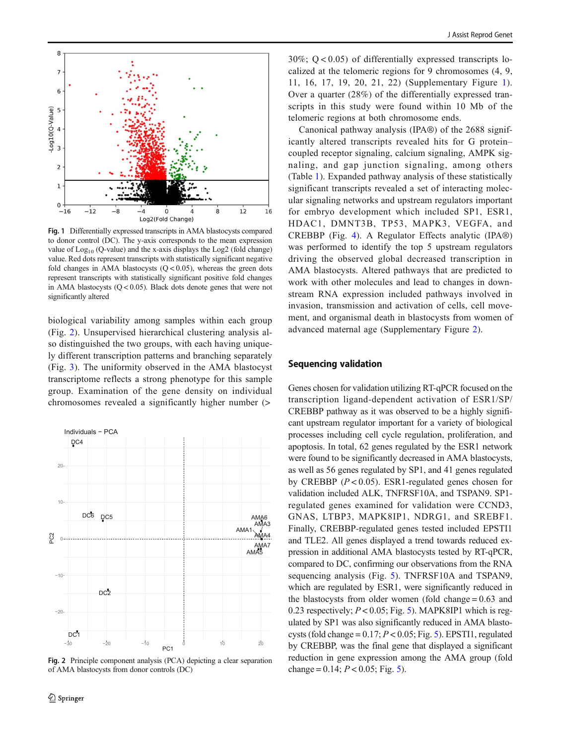Fig. 1 Differentially expressed transcripts in AMA blastocysts compared to donor control (DC). The y-axis corresponds to the mean expression value of $\text{Log}_{10}$ (Q-value) and the x-axis displays the Log2 (fold change) value. Red dots represent transcripts with statistically significant negative fold changes in AMA blastocysts ($Q < 0.05$), whereas the green dots represent transcripts with statistically significant positive fold changes in AMA blastocysts ($Q < 0.05$). Black dots denote genes that were not significantly altered

biological variability among samples within each group (Fig. 2). Unsupervised hierarchical clustering analysis also distinguished the two groups, with each having uniquely different transcription patterns and branching separately (Fig. 3). The uniformity observed in the AMA blastocyst transcriptome reflects a strong phenotype for this sample group. Examination of the gene density on individual chromosomes revealed a significantly higher number (> 30%; $Q < 0.05$) of differentially expressed transcripts localized at the telomeric regions for 9 chromosomes (4, 9, 11, 16, 17, 19, 20, 21, 22) (Supplementary Figure 1). Over a quarter (28%) of the differentially expressed transcripts in this study were found within 10 Mb of the telomeric regions at both chromosome ends.

Fig. 2 Principle component analysis (PCA) depicting a clear separation of AMA blastocysts from donor controls (DC)

Canonical pathway analysis (IPA®) of the 2688 significantly altered transcripts revealed hits for G protein–coupled receptor signaling, calcium signaling, AMPK signaling, and gap junction signaling, among others (Table 1). Expanded pathway analysis of these statistically significant transcripts revealed a set of interacting molecular signaling networks and upstream regulators important for embryo development which included SP1, ESR1, HDAC1, DMNT3B, TP53, MAPK3, VEGFA, and CREBBP (Fig. 4). A Regulator Effects analytic (IPA®) was performed to identify the top 5 upstream regulators driving the observed global decreased transcription in AMA blastocysts. Altered pathways that are predicted to work with other molecules and lead to changes in downstream RNA expression included pathways involved in invasion, transmission and activation of cells, cell movement, and organismal death in blastocysts from women of advanced maternal age (Supplementary Figure 2).

## Sequencing validation

Genes chosen for validation utilizing RT-qPCR focused on the transcription ligand-dependent activation of ESR1/SP/CREBBP pathway as it was observed to be a highly significant upstream regulator important for a variety of biological processes including cell cycle regulation, proliferation, and apoptosis. In total, 62 genes regulated by the ESR1 network were found to be significantly decreased in AMA blastocysts, as well as 56 genes regulated by SP1, and 41 genes regulated by CREBBP ($P < 0.05$). ESR1-regulated genes chosen for validation included ALK, TNFRSF10A, and TSPAN9. SP1-regulated genes examined for validation were CCND3, GNAS, LTBP3, MAPK8IP1, NDRG1, and SREBF1. Finally, CREBBP-regulated genes tested included EPSTI1 and TLE2. All genes displayed a trend towards reduced expression in additional AMA blastocysts tested by RT-qPCR, compared to DC, confirming our observations from the RNA sequencing analysis (Fig. 5). TNFRSF10A and TSPAN9, which are regulated by ESR1, were significantly reduced in the blastocysts from older women (fold change = 0.63 and 0.23 respectively; $P < 0.05$; Fig. 5). MAPK8IP1 which is regulated by SP1 was also significantly reduced in AMA blastocysts (fold change = 0.17; $P < 0.05$; Fig. 5). EPSTI1, regulated by CREBBP, was the final gene that displayed a significant reduction in gene expression among the AMA group (fold change = 0.14; $P < 0.05$; Fig. 5).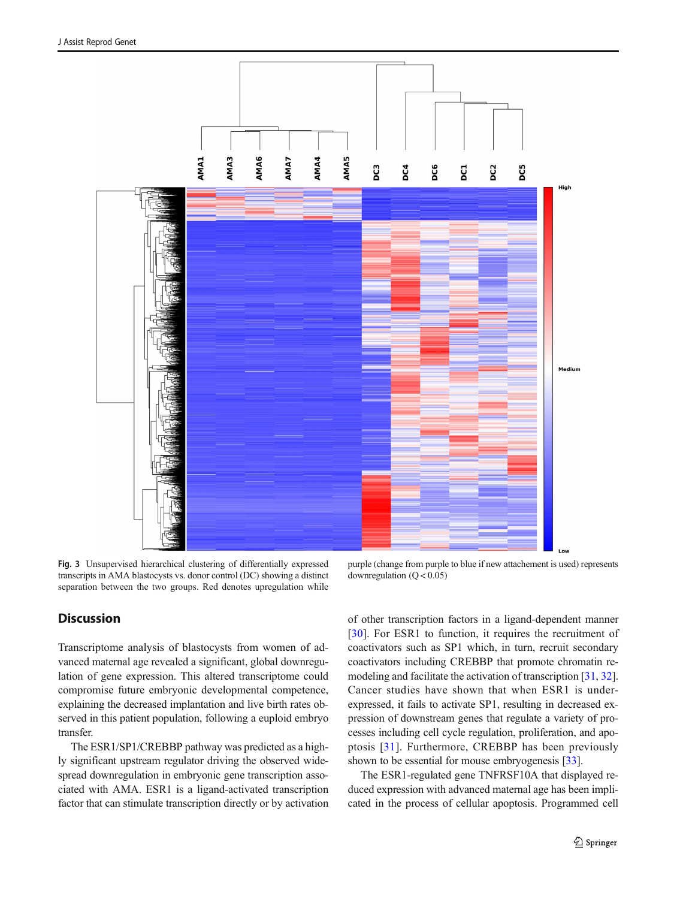**Fig. 3** Unsupervised hierarchical clustering of differentially expressed transcripts in AMA blastocysts vs. donor control (DC) showing a distinct separation between the two groups. Red denotes upregulation while purple (change from purple to blue if new attachement is used) represents downregulation (Q < 0.05)

## Discussion

Transcriptome analysis of blastocysts from women of advanced maternal age revealed a significant, global downregulation of gene expression. This altered transcriptome could compromise future embryonic developmental competence, explaining the decreased implantation and live birth rates observed in this patient population, following a euploid embryo transfer.

The ESR1/SP1/CREBBP pathway was predicted as a highly significant upstream regulator driving the observed widespread downregulation in embryonic gene transcription associated with AMA. ESR1 is a ligand-activated transcription factor that can stimulate transcription directly or by activation of other transcription factors in a ligand-dependent manner [30]. For ESR1 to function, it requires the recruitment of coactivators such as SP1 which, in turn, recruit secondary coactivators including CREBBP that promote chromatin remodeling and facilitate the activation of transcription [31, 32]. Cancer studies have shown that when ESR1 is under-expressed, it fails to activate SP1, resulting in decreased expression of downstream genes that regulate a variety of processes including cell cycle regulation, proliferation, and apoptosis [31]. Furthermore, CREBBP has been previously shown to be essential for mouse embryogenesis [33].

The ESR1-regulated gene TNFRSF10A that displayed reduced expression with advanced maternal age has been implicated in the process of cellular apoptosis. Programmed cell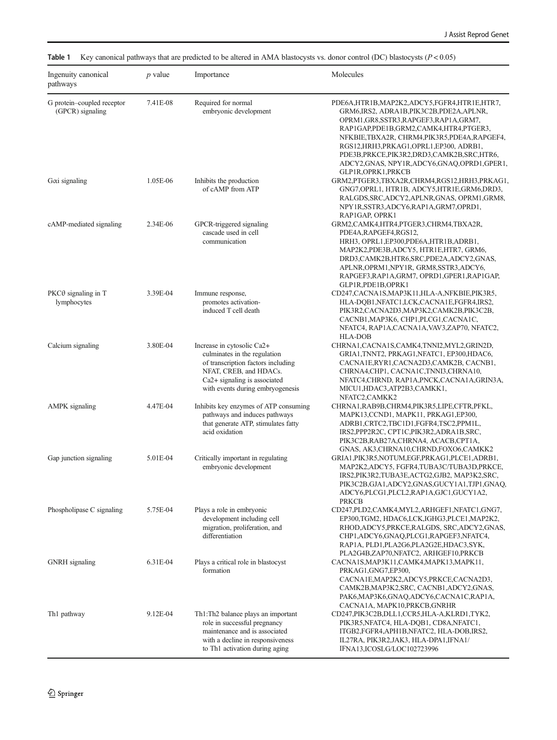**Table 1** Key canonical pathways that are predicted to be altered in AMA blastocysts vs. donor control (DC) blastocysts ($P < 0.05$)

| Ingenuity canonical pathways | *p* value | Importance | Molecules |
|---|---|---|---|
| G protein–coupled receptor (GPCR) signaling | 7.41E-08 | Required for normal embryonic development | PDE6A,HTR1B,MAP2K2,ADCY5,FGFR4,HTR1E,HTR7, GRM6,IRS2, ADRA1B,PIK3C2B,PDE2A,APLNR, OPRM1,GR8,SSTR3,RAPGEF3,RAP1A,GRM7, RAP1GAP,PDE1B,GRM2,CAMK4,HTR4,PTGER3, NFKBIE,TBXA2R, CHRM4,PIK3R5,PDE4A,RAPGEF4, RGS12,HRH3,PRKAG1,OPRL1,EP300, ADRB1, PDE3B,PRKCE,PIK3R2,DRD3,CAMK2B,SRC,HTR6, ADCY2,GNAS, NPY1R,ADCY6,GNAQ,OPRD1,GPER1, GLP1R,OPRK1,PRKCB |
| Gαi signaling | 1.05E-06 | Inhibits the production of cAMP from ATP | GRM2,PTGER3,TBXA2R,CHRM4,RGS12,HRH3,PRKAG1, GNG7,OPRL1, HTR1B, ADCY5,HTR1E,GRM6,DRD3, RALGDS,SRC,ADCY2,APLNR,GNAS, OPRM1,GRM8, NPY1R,SSTR3,ADCY6,RAP1A,GRM7,OPRD1, RAP1GAP, OPRK1 |
| cAMP-mediated signaling | 2.34E-06 | GPCR-triggered signaling cascade used in cell communication | GRM2,CAMK4,HTR4,PTGER3,CHRM4,TBXA2R, PDE4A,RAPGEF4,RGS12, HRH3, OPRL1,EP300,PDE6A,HTR1B,ADRB1, MAP2K2,PDE3B,ADCY5, HTR1E,HTR7, GRM6, DRD3,CAMK2B,HTR6,SRC,PDE2A,ADCY2,GNAS, APLNR,OPRM1,NPY1R, GRM8,SSTR3,ADCY6, RAPGEF3,RAP1A,GRM7, OPRD1,GPER1,RAP1GAP, GLP1R,PDE1B,OPRK1 |
| PKCθ signaling in T lymphocytes | 3.39E-04 | Immune response, promotes activation-induced T cell death | CD247,CACNA1S,MAP3K11,HLA-A,NFKBIE,PIK3R5, HLA-DQB1,NFATC1,LCK,CACNA1E,FGFR4,IRS2, PIK3R2,CACNA2D3,MAP3K2,CAMK2B,PIK3C2B, CACNB1,MAP3K6, CHP1,PLCG1,CACNA1C, NFATC4, RAP1A,CACNA1A,VAV3,ZAP70, NFATC2, HLA-DOB |
| Calcium signaling | 3.80E-04 | Increase in cytosolic Ca2+ culminates in the regulation of transcription factors including NFAT, CREB, and HDACs. Ca2+ signaling is associated with events during embryogenesis | CHRNA1,CACNA1S,CAMK4,TNNI2,MYL2,GRIN2D, GRIA1,TNNT2, PRKAG1,NFATC1, EP300,HDAC6, CACNA1E,RYR1,CACNA2D3,CAMK2B, CACNB1, CHRNA4,CHP1, CACNA1C,TNNI3,CHRNA10, NFATC4,CHRND, RAP1A,PNCK,CACNA1A,GRIN3A, MICU1,HDAC3,ATP2B3,CAMKK1, NFATC2,CAMKK2 |
| AMPK signaling | 4.47E-04 | Inhibits key enzymes of ATP consuming pathways and induces pathways that generate ATP, stimulates fatty acid oxidation | CHRNA1,RAB9B,CHRM4,PIK3R5,LIPE,CFTR,PFKL, MAPK13,CCND1, MAPK11, PRKAG1,EP300, ADRB1,CRTC2,TBC1D1,FGFR4,TSC2,PPM1L, IRS2,PPP2R2C, CPT1C,PIK3R2,ADRA1B,SRC, PIK3C2B,RAB27A,CHRNA4, ACACB,CPT1A, GNAS, AK3,CHRNA10,CHRND,FOXO6,CAMKK2 |
| Gap junction signaling | 5.01E-04 | Critically important in regulating embryonic development | GRIA1,PIK3R5,NOTUM,EGF,PRKAG1,PLCE1,ADRB1, MAP2K2,ADCY5, FGFR4,TUBA3C/TUBA3D,PRKCE, IRS2,PIK3R2,TUBA3E,ACTG2,GJB2, MAP3K2,SRC, PIK3C2B,GJA1,ADCY2,GNAS,GUCY1A1,TJP1,GNAQ, ADCY6,PLCG1,PLCL2,RAP1A,GJC1,GUCY1A2, PRKCB |
| Phospholipase C signaling | 5.75E-04 | Plays a role in embryonic development including cell migration, proliferation, and differentiation | CD247,PLD2,CAMK4,MYL2,ARHGEF1,NFATC1,GNG7, EP300,TGM2, HDAC6,LCK,IGHG3,PLCE1,MAP2K2, RHOD,ADCY5,PRKCE,RALGDS, SRC,ADCY2,GNAS, CHP1,ADCY6,GNAQ,PLCG1,RAPGEF3,NFATC4, RAP1A, PLD1,PLA2G6,PLA2G2E,HDAC3,SYK, PLA2G4B,ZAP70,NFATC2, ARHGEF10,PRKCB |
| GNRH signaling | 6.31E-04 | Plays a critical role in blastocyst formation | CACNA1S,MAP3K11,CAMK4,MAPK13,MAPK11, PRKAG1,GNG7,EP300, CACNA1E,MAP2K2,ADCY5,PRKCE,CACNA2D3, CAMK2B,MAP3K2,SRC, CACNB1,ADCY2,GNAS, PAK6,MAP3K6,GNAQ,ADCY6,CACNA1C,RAP1A, CACNA1A, MAPK10,PRKCB,GNRHR |
| Th1 pathway | 9.12E-04 | Th1:Th2 balance plays an important role in successful pregnancy maintenance and is associated with a decline in responsiveness to Th1 activation during aging | CD247,PIK3C2B,DLL1,CCR5,HLA-A,KLRD1,TYK2, PIK3R5,NFATC4, HLA-DQB1, CD8A,NFATC1, ITGB2,FGFR4,APH1B,NFATC2, HLA-DOB,IRS2, IL27RA, PIK3R2,JAK3, HLA-DPA1,IFNA1/ IFNA13,ICOSLG/LOC102723996 |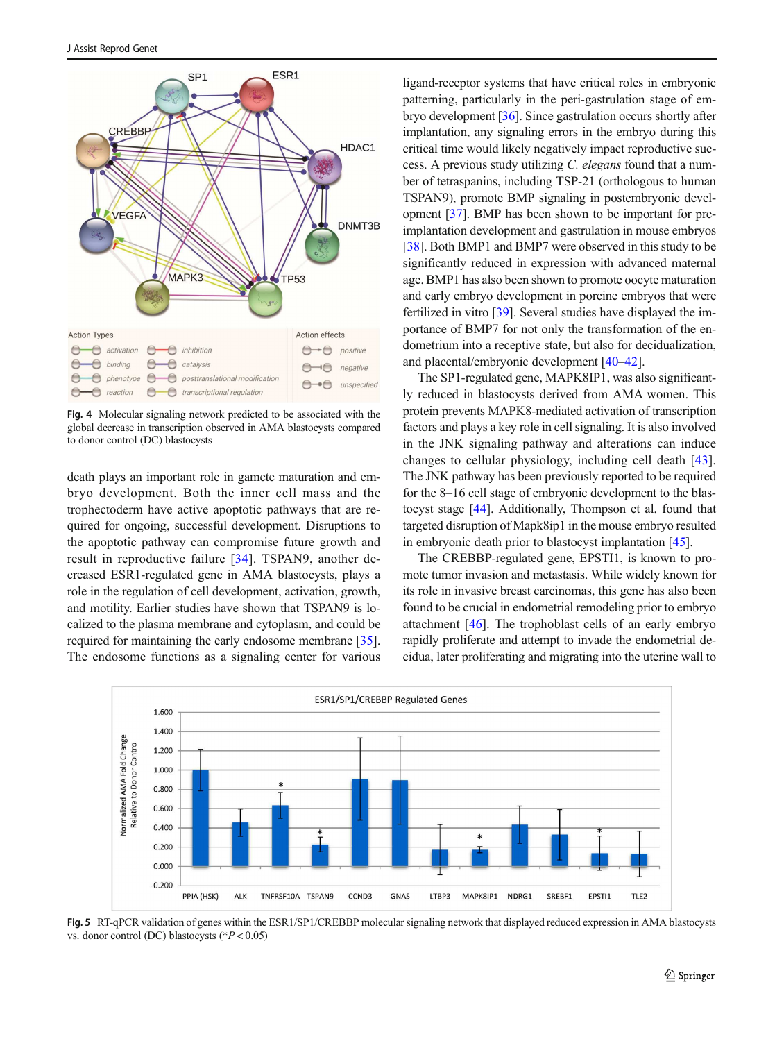Fig. 4 Molecular signaling network predicted to be associated with the global decrease in transcription observed in AMA blastocysts compared to donor control (DC) blastocysts

death plays an important role in gamete maturation and embryo development. Both the inner cell mass and the trophectoderm have active apoptotic pathways that are required for ongoing, successful development. Disruptions to the apoptotic pathway can compromise future growth and result in reproductive failure [34]. TSPAN9, another decreased ESR1-regulated gene in AMA blastocysts, plays a role in the regulation of cell development, activation, growth, and motility. Earlier studies have shown that TSPAN9 is localized to the plasma membrane and cytoplasm, and could be required for maintaining the early endosome membrane [35]. The endosome functions as a signaling center for various ligand-receptor systems that have critical roles in embryonic patterning, particularly in the peri-gastrulation stage of embryo development [36]. Since gastrulation occurs shortly after implantation, any signaling errors in the embryo during this critical time would likely negatively impact reproductive success. A previous study utilizing *C. elegans* found that a number of tetraspanins, including TSP-21 (orthologous to human TSPAN9), promote BMP signaling in postembryonic development [37]. BMP has been shown to be important for preimplantation development and gastrulation in mouse embryos [38]. Both BMP1 and BMP7 were observed in this study to be significantly reduced in expression with advanced maternal age. BMP1 has also been shown to promote oocyte maturation and early embryo development in porcine embryos that were fertilized in vitro [39]. Several studies have displayed the importance of BMP7 for not only the transformation of the endometrium into a receptive state, but also for decidualization, and placental/embryonic development [40–42].

The SP1-regulated gene, MAPK8IP1, was also significantly reduced in blastocysts derived from AMA women. This protein prevents MAPK8-mediated activation of transcription factors and plays a key role in cell signaling. It is also involved in the JNK signaling pathway and alterations can induce changes to cellular physiology, including cell death [43]. The JNK pathway has been previously reported to be required for the 8–16 cell stage of embryonic development to the blastocyst stage [44]. Additionally, Thompson et al. found that targeted disruption of Mapk8ip1 in the mouse embryo resulted in embryonic death prior to blastocyst implantation [45].

The CREBBP-regulated gene, EPSTI1, is known to promote tumor invasion and metastasis. While widely known for its role in invasive breast carcinomas, this gene has also been found to be crucial in endometrial remodeling prior to embryo attachment [46]. The trophoblast cells of an early embryo rapidly proliferate and attempt to invade the endometrial decidua, later proliferating and migrating into the uterine wall to

Fig. 5 RT-qPCR validation of genes within the ESR1/SP1/CREBBP molecular signaling network that displayed reduced expression in AMA blastocysts vs. donor control (DC) blastocysts (*$P < 0.05$)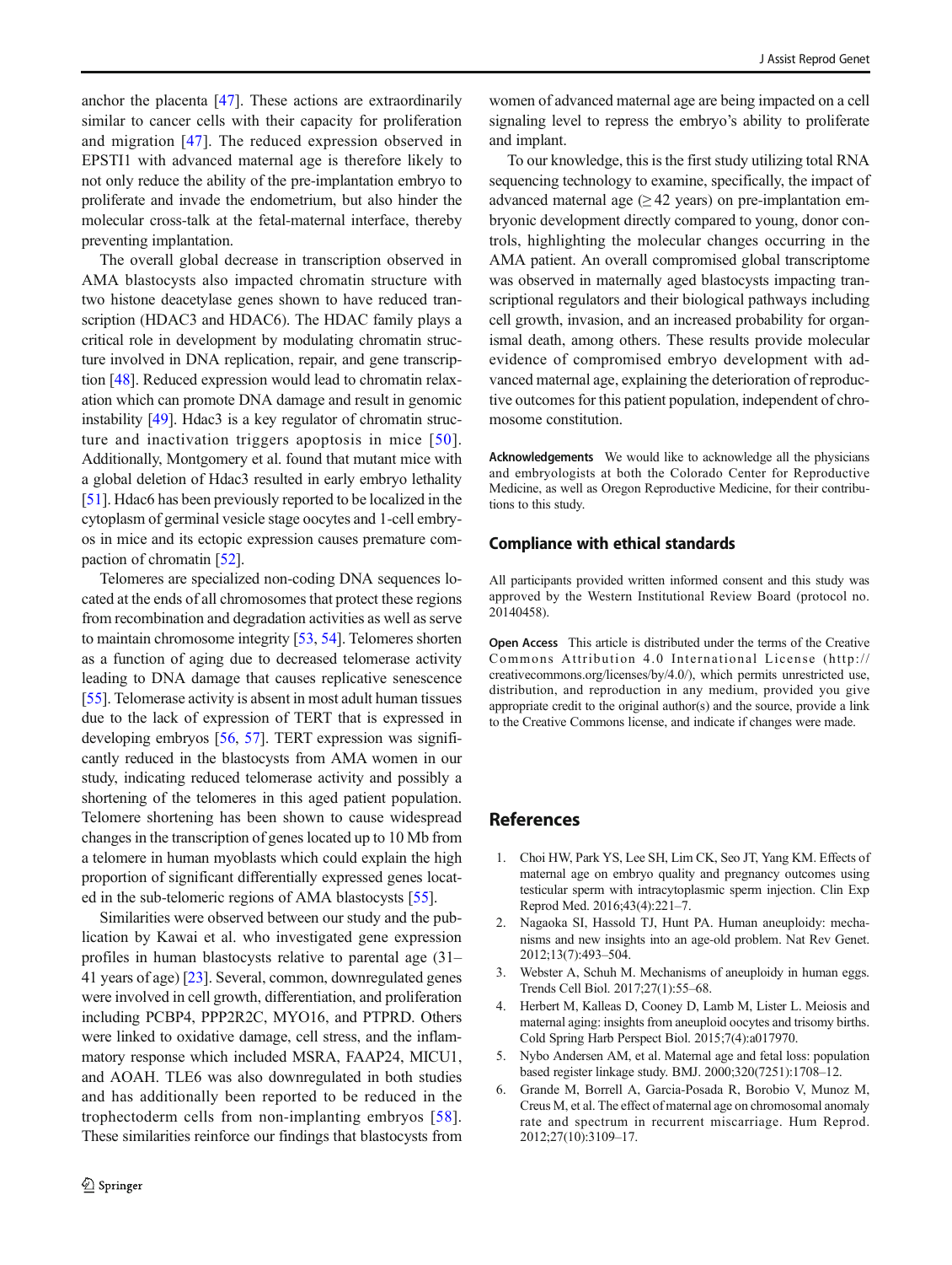anchor the placenta [47]. These actions are extraordinarily similar to cancer cells with their capacity for proliferation and migration [47]. The reduced expression observed in EPSTI1 with advanced maternal age is therefore likely to not only reduce the ability of the pre-implantation embryo to proliferate and invade the endometrium, but also hinder the molecular cross-talk at the fetal-maternal interface, thereby preventing implantation.

The overall global decrease in transcription observed in AMA blastocysts also impacted chromatin structure with two histone deacetylase genes shown to have reduced transcription (HDAC3 and HDAC6). The HDAC family plays a critical role in development by modulating chromatin structure involved in DNA replication, repair, and gene transcription [48]. Reduced expression would lead to chromatin relaxation which can promote DNA damage and result in genomic instability [49]. Hdac3 is a key regulator of chromatin structure and inactivation triggers apoptosis in mice [50]. Additionally, Montgomery et al. found that mutant mice with a global deletion of Hdac3 resulted in early embryo lethality [51]. Hdac6 has been previously reported to be localized in the cytoplasm of germinal vesicle stage oocytes and 1-cell embryos in mice and its ectopic expression causes premature compaction of chromatin [52].

Telomeres are specialized non-coding DNA sequences located at the ends of all chromosomes that protect these regions from recombination and degradation activities as well as serve to maintain chromosome integrity [53, 54]. Telomeres shorten as a function of aging due to decreased telomerase activity leading to DNA damage that causes replicative senescence [55]. Telomerase activity is absent in most adult human tissues due to the lack of expression of TERT that is expressed in developing embryos [56, 57]. TERT expression was significantly reduced in the blastocysts from AMA women in our study, indicating reduced telomerase activity and possibly a shortening of the telomeres in this aged patient population. Telomere shortening has been shown to cause widespread changes in the transcription of genes located up to 10 Mb from a telomere in human myoblasts which could explain the high proportion of significant differentially expressed genes located in the sub-telomeric regions of AMA blastocysts [55].

Similarities were observed between our study and the publication by Kawai et al. who investigated gene expression profiles in human blastocysts relative to parental age (31–41 years of age) [23]. Several, common, downregulated genes were involved in cell growth, differentiation, and proliferation including PCBP4, PPP2R2C, MYO16, and PTPRD. Others were linked to oxidative damage, cell stress, and the inflammatory response which included MSRA, FAAP24, MICU1, and AOAH. TLE6 was also downregulated in both studies and has additionally been reported to be reduced in the trophectoderm cells from non-implanting embryos [58]. These similarities reinforce our findings that blastocysts from women of advanced maternal age are being impacted on a cell signaling level to repress the embryo's ability to proliferate and implant.

To our knowledge, this is the first study utilizing total RNA sequencing technology to examine, specifically, the impact of advanced maternal age (≥ 42 years) on pre-implantation embryonic development directly compared to young, donor controls, highlighting the molecular changes occurring in the AMA patient. An overall compromised global transcriptome was observed in maternally aged blastocysts impacting transcriptional regulators and their biological pathways including cell growth, invasion, and an increased probability for organismal death, among others. These results provide molecular evidence of compromised embryo development with advanced maternal age, explaining the deterioration of reproductive outcomes for this patient population, independent of chromosome constitution.

**Acknowledgements** We would like to acknowledge all the physicians and embryologists at both the Colorado Center for Reproductive Medicine, as well as Oregon Reproductive Medicine, for their contributions to this study.

## Compliance with ethical standards

All participants provided written informed consent and this study was approved by the Western Institutional Review Board (protocol no. 20140458).

**Open Access** This article is distributed under the terms of the Creative Commons Attribution 4.0 International License (http://creativecommons.org/licenses/by/4.0/), which permits unrestricted use, distribution, and reproduction in any medium, provided you give appropriate credit to the original author(s) and the source, provide a link to the Creative Commons license, and indicate if changes were made.

## References

1. Choi HW, Park YS, Lee SH, Lim CK, Seo JT, Yang KM. Effects of maternal age on embryo quality and pregnancy outcomes using testicular sperm with intracytoplasmic sperm injection. Clin Exp Reprod Med. 2016;43(4):221–7.
2. Nagaoka SI, Hassold TJ, Hunt PA. Human aneuploidy: mechanisms and new insights into an age-old problem. Nat Rev Genet. 2012;13(7):493–504.
3. Webster A, Schuh M. Mechanisms of aneuploidy in human eggs. Trends Cell Biol. 2017;27(1):55–68.
4. Herbert M, Kalleas D, Cooney D, Lamb M, Lister L. Meiosis and maternal aging: insights from aneuploid oocytes and trisomy births. Cold Spring Harb Perspect Biol. 2015;7(4):a017970.
5. Nybo Andersen AM, et al. Maternal age and fetal loss: population based register linkage study. BMJ. 2000;320(7251):1708–12.
6. Grande M, Borrell A, Garcia-Posada R, Borobio V, Munoz M, Creus M, et al. The effect of maternal age on chromosomal anomaly rate and spectrum in recurrent miscarriage. Hum Reprod. 2012;27(10):3109–17.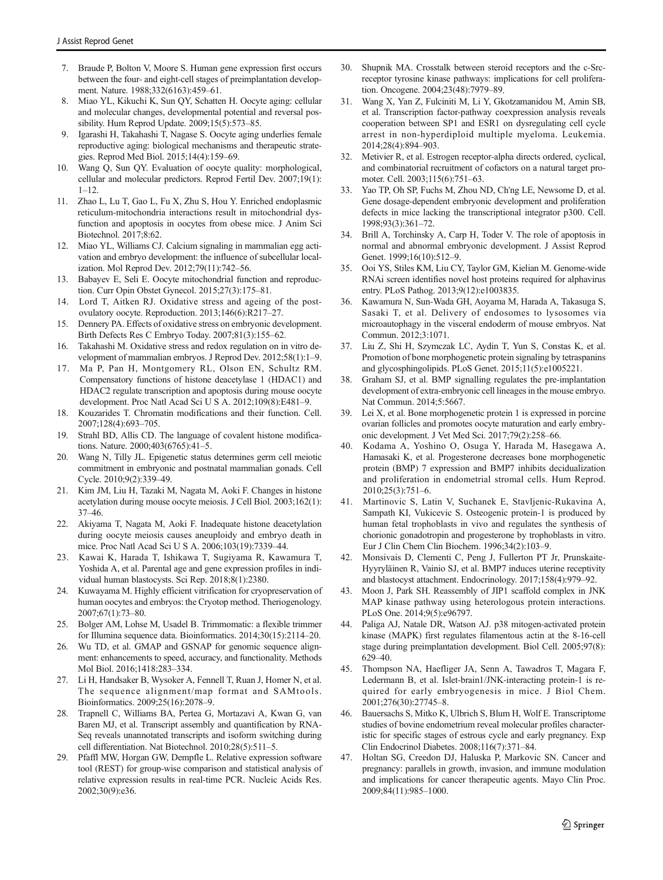7. Braude P, Bolton V, Moore S. Human gene expression first occurs between the four- and eight-cell stages of preimplantation development. Nature. 1988;332(6163):459–61.
8. Miao YL, Kikuchi K, Sun QY, Schatten H. Oocyte aging: cellular and molecular changes, developmental potential and reversal possibility. Hum Reprod Update. 2009;15(5):573–85.
9. Igarashi H, Takahashi T, Nagase S. Oocyte aging underlies female reproductive aging: biological mechanisms and therapeutic strategies. Reprod Med Biol. 2015;14(4):159–69.
10. Wang Q, Sun QY. Evaluation of oocyte quality: morphological, cellular and molecular predictors. Reprod Fertil Dev. 2007;19(1): 1–12.
11. Zhao L, Lu T, Gao L, Fu X, Zhu S, Hou Y. Enriched endoplasmic reticulum-mitochondria interactions result in mitochondrial dysfunction and apoptosis in oocytes from obese mice. J Anim Sci Biotechnol. 2017;8:62.
12. Miao YL, Williams CJ. Calcium signaling in mammalian egg activation and embryo development: the influence of subcellular localization. Mol Reprod Dev. 2012;79(11):742–56.
13. Babayev E, Seli E. Oocyte mitochondrial function and reproduction. Curr Opin Obstet Gynecol. 2015;27(3):175–81.
14. Lord T, Aitken RJ. Oxidative stress and ageing of the post-ovulatory oocyte. Reproduction. 2013;146(6):R217–27.
15. Dennery PA. Effects of oxidative stress on embryonic development. Birth Defects Res C Embryo Today. 2007;81(3):155–62.
16. Takahashi M. Oxidative stress and redox regulation on in vitro development of mammalian embryos. J Reprod Dev. 2012;58(1):1–9.
17. Ma P, Pan H, Montgomery RL, Olson EN, Schultz RM. Compensatory functions of histone deacetylase 1 (HDAC1) and HDAC2 regulate transcription and apoptosis during mouse oocyte development. Proc Natl Acad Sci U S A. 2012;109(8):E481–9.
18. Kouzarides T. Chromatin modifications and their function. Cell. 2007;128(4):693–705.
19. Strahl BD, Allis CD. The language of covalent histone modifications. Nature. 2000;403(6765):41–5.
20. Wang N, Tilly JL. Epigenetic status determines germ cell meiotic commitment in embryonic and postnatal mammalian gonads. Cell Cycle. 2010;9(2):339–49.
21. Kim JM, Liu H, Tazaki M, Nagata M, Aoki F. Changes in histone acetylation during mouse oocyte meiosis. J Cell Biol. 2003;162(1): 37–46.
22. Akiyama T, Nagata M, Aoki F. Inadequate histone deacetylation during oocyte meiosis causes aneuploidy and embryo death in mice. Proc Natl Acad Sci U S A. 2006;103(19):7339–44.
23. Kawai K, Harada T, Ishikawa T, Sugiyama R, Kawamura T, Yoshida A, et al. Parental age and gene expression profiles in individual human blastocysts. Sci Rep. 2018;8(1):2380.
24. Kuwayama M. Highly efficient vitrification for cryopreservation of human oocytes and embryos: the Cryotop method. Theriogenology. 2007;67(1):73–80.
25. Bolger AM, Lohse M, Usadel B. Trimmomatic: a flexible trimmer for Illumina sequence data. Bioinformatics. 2014;30(15):2114–20.
26. Wu TD, et al. GMAP and GSNAP for genomic sequence alignment: enhancements to speed, accuracy, and functionality. Methods Mol Biol. 2016;1418:283–334.
27. Li H, Handsaker B, Wysoker A, Fennell T, Ruan J, Homer N, et al. The sequence alignment/map format and SAMtools. Bioinformatics. 2009;25(16):2078–9.
28. Trapnell C, Williams BA, Pertea G, Mortazavi A, Kwan G, van Baren MJ, et al. Transcript assembly and quantification by RNA-Seq reveals unannotated transcripts and isoform switching during cell differentiation. Nat Biotechnol. 2010;28(5):511–5.
29. Pfaffl MW, Horgan GW, Dempfle L. Relative expression software tool (REST) for group-wise comparison and statistical analysis of relative expression results in real-time PCR. Nucleic Acids Res. 2002;30(9):e36.
30. Shupnik MA. Crosstalk between steroid receptors and the c-Src-receptor tyrosine kinase pathways: implications for cell proliferation. Oncogene. 2004;23(48):7979–89.
31. Wang X, Yan Z, Fulciniti M, Li Y, Gkotzamanidou M, Amin SB, et al. Transcription factor-pathway coexpression analysis reveals cooperation between SP1 and ESR1 on dysregulating cell cycle arrest in non-hyperdiploid multiple myeloma. Leukemia. 2014;28(4):894–903.
32. Metivier R, et al. Estrogen receptor-alpha directs ordered, cyclical, and combinatorial recruitment of cofactors on a natural target promoter. Cell. 2003;115(6):751–63.
33. Yao TP, Oh SP, Fuchs M, Zhou ND, Ch'ng LE, Newsome D, et al. Gene dosage-dependent embryonic development and proliferation defects in mice lacking the transcriptional integrator p300. Cell. 1998;93(3):361–72.
34. Brill A, Torchinsky A, Carp H, Toder V. The role of apoptosis in normal and abnormal embryonic development. J Assist Reprod Genet. 1999;16(10):512–9.
35. Ooi YS, Stiles KM, Liu CY, Taylor GM, Kielian M. Genome-wide RNAi screen identifies novel host proteins required for alphavirus entry. PLoS Pathog. 2013;9(12):e1003835.
36. Kawamura N, Sun-Wada GH, Aoyama M, Harada A, Takasuga S, Sasaki T, et al. Delivery of endosomes to lysosomes via microautophagy in the visceral endoderm of mouse embryos. Nat Commun. 2012;3:1071.
37. Liu Z, Shi H, Szymczak LC, Aydin T, Yun S, Constas K, et al. Promotion of bone morphogenetic protein signaling by tetraspanins and glycosphingolipids. PLoS Genet. 2015;11(5):e1005221.
38. Graham SJ, et al. BMP signalling regulates the pre-implantation development of extra-embryonic cell lineages in the mouse embryo. Nat Commun. 2014;5:5667.
39. Lei X, et al. Bone morphogenetic protein 1 is expressed in porcine ovarian follicles and promotes oocyte maturation and early embryonic development. J Vet Med Sci. 2017;79(2):258–66.
40. Kodama A, Yoshino O, Osuga Y, Harada M, Hasegawa A, Hamasaki K, et al. Progesterone decreases bone morphogenetic protein (BMP) 7 expression and BMP7 inhibits decidualization and proliferation in endometrial stromal cells. Hum Reprod. 2010;25(3):751–6.
41. Martinovic S, Latin V, Suchanek E, Stavljenic-Rukavina A, Sampath KI, Vukicevic S. Osteogenic protein-1 is produced by human fetal trophoblasts in vivo and regulates the synthesis of chorionic gonadotropin and progesterone by trophoblasts in vitro. Eur J Clin Chem Clin Biochem. 1996;34(2):103–9.
42. Monsivais D, Clementi C, Peng J, Fullerton PT Jr, Prunskaite-Hyyryläinen R, Vainio SJ, et al. BMP7 induces uterine receptivity and blastocyst attachment. Endocrinology. 2017;158(4):979–92.
43. Moon J, Park SH. Reassembly of JIP1 scaffold complex in JNK MAP kinase pathway using heterologous protein interactions. PLoS One. 2014;9(5):e96797.
44. Paliga AJ, Natale DR, Watson AJ. p38 mitogen-activated protein kinase (MAPK) first regulates filamentous actin at the 8-16-cell stage during preimplantation development. Biol Cell. 2005;97(8): 629–40.
45. Thompson NA, Haefliger JA, Senn A, Tawadros T, Magara F, Ledermann B, et al. Islet-brain1/JNK-interacting protein-1 is required for early embryogenesis in mice. J Biol Chem. 2001;276(30):27745–8.
46. Bauersachs S, Mitko K, Ulbrich S, Blum H, Wolf E. Transcriptome studies of bovine endometrium reveal molecular profiles characteristic for specific stages of estrous cycle and early pregnancy. Exp Clin Endocrinol Diabetes. 2008;116(7):371–84.
47. Holtan SG, Creedon DJ, Haluska P, Markovic SN. Cancer and pregnancy: parallels in growth, invasion, and immune modulation and implications for cancer therapeutic agents. Mayo Clin Proc. 2009;84(11):985–1000.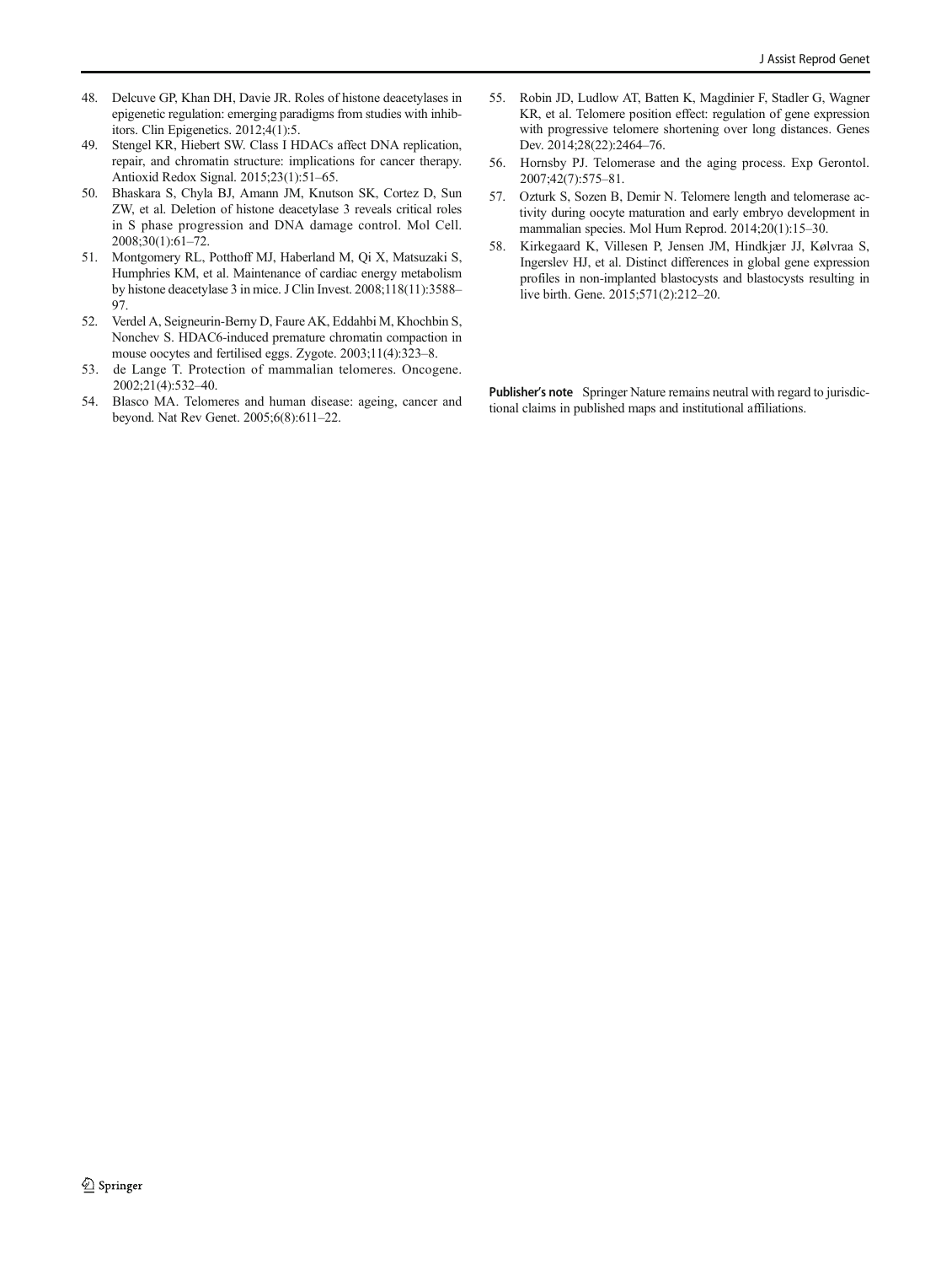48. Delcuve GP, Khan DH, Davie JR. Roles of histone deacetylases in epigenetic regulation: emerging paradigms from studies with inhibitors. Clin Epigenetics. 2012;4(1):5.
49. Stengel KR, Hiebert SW. Class I HDACs affect DNA replication, repair, and chromatin structure: implications for cancer therapy. Antioxid Redox Signal. 2015;23(1):51–65.
50. Bhaskara S, Chyla BJ, Amann JM, Knutson SK, Cortez D, Sun ZW, et al. Deletion of histone deacetylase 3 reveals critical roles in S phase progression and DNA damage control. Mol Cell. 2008;30(1):61–72.
51. Montgomery RL, Potthoff MJ, Haberland M, Qi X, Matsuzaki S, Humphries KM, et al. Maintenance of cardiac energy metabolism by histone deacetylase 3 in mice. J Clin Invest. 2008;118(11):3588–97.
52. Verdel A, Seigneurin-Berny D, Faure AK, Eddahbi M, Khochbin S, Nonchev S. HDAC6-induced premature chromatin compaction in mouse oocytes and fertilised eggs. Zygote. 2003;11(4):323–8.
53. de Lange T. Protection of mammalian telomeres. Oncogene. 2002;21(4):532–40.
54. Blasco MA. Telomeres and human disease: ageing, cancer and beyond. Nat Rev Genet. 2005;6(8):611–22.
55. Robin JD, Ludlow AT, Batten K, Magdinier F, Stadler G, Wagner KR, et al. Telomere position effect: regulation of gene expression with progressive telomere shortening over long distances. Genes Dev. 2014;28(22):2464–76.
56. Hornsby PJ. Telomerase and the aging process. Exp Gerontol. 2007;42(7):575–81.
57. Ozturk S, Sozen B, Demir N. Telomere length and telomerase activity during oocyte maturation and early embryo development in mammalian species. Mol Hum Reprod. 2014;20(1):15–30.
58. Kirkegaard K, Villesen P, Jensen JM, Hindkjær JJ, Kølvraa S, Ingerslev HJ, et al. Distinct differences in global gene expression profiles in non-implanted blastocysts and blastocysts resulting in live birth. Gene. 2015;571(2):212–20.

**Publisher's note** Springer Nature remains neutral with regard to jurisdictional claims in published maps and institutional affiliations.